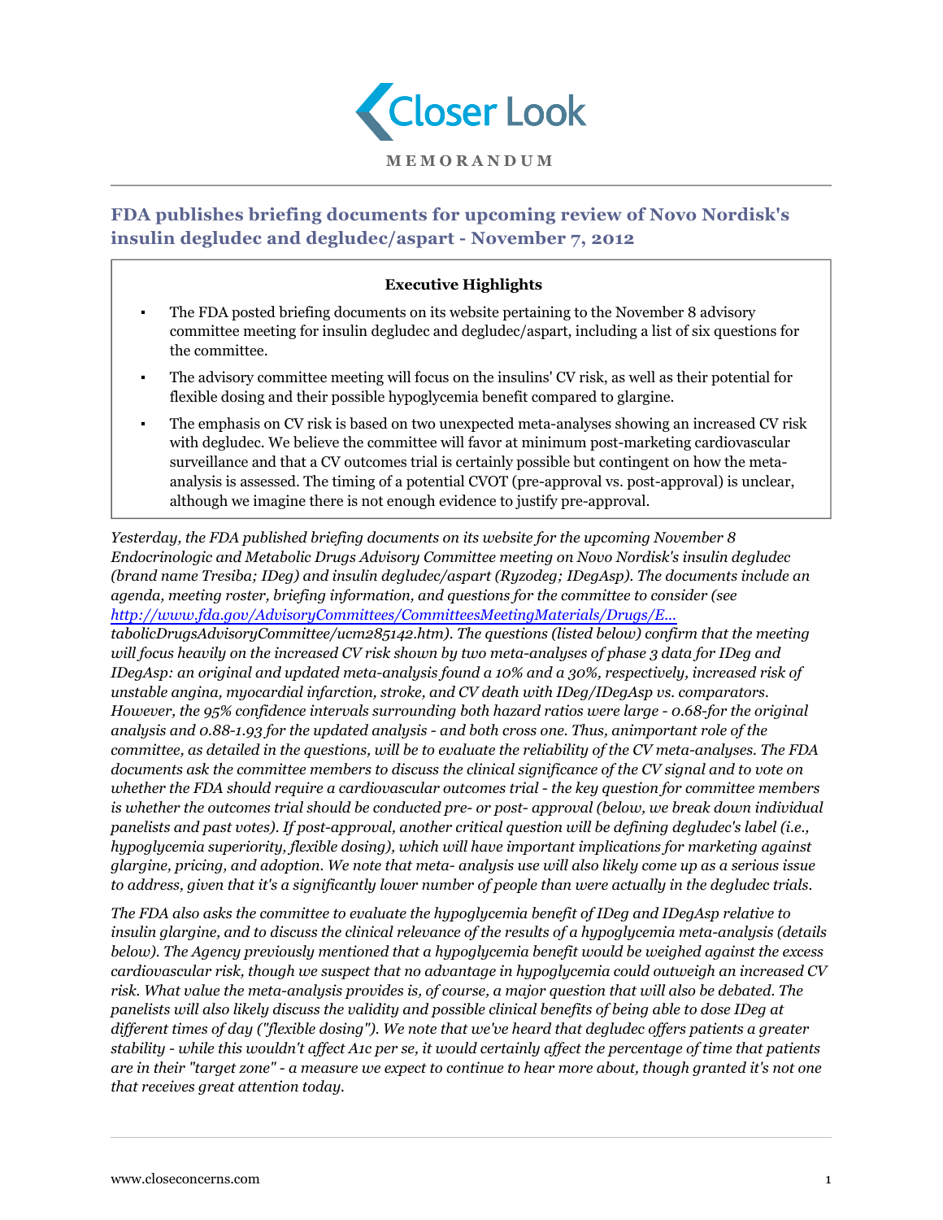# Closer Look

**MEMORANDUM**

## FDA publishes briefing documents for upcoming review of Novo Nordisk's insulin degludec and degludec/aspart - November 7, 2012

**Executive Highlights**

- The FDA posted briefing documents on its website pertaining to the November 8 advisory committee meeting for insulin degludec and degludec/aspart, including a list of six questions for the committee.
- The advisory committee meeting will focus on the insulins' CV risk, as well as their potential for flexible dosing and their possible hypoglycemia benefit compared to glargine.
- The emphasis on CV risk is based on two unexpected meta-analyses showing an increased CV risk with degludec. We believe the committee will favor at minimum post-marketing cardiovascular surveillance and that a CV outcomes trial is certainly possible but contingent on how the meta-analysis is assessed. The timing of a potential CVOT (pre-approval vs. post-approval) is unclear, although we imagine there is not enough evidence to justify pre-approval.

*Yesterday, the FDA published briefing documents on its website for the upcoming November 8 Endocrinologic and Metabolic Drugs Advisory Committee meeting on Novo Nordisk's insulin degludec (brand name Tresiba; IDeg) and insulin degludec/aspart (Ryzodeg; IDegAsp). The documents include an agenda, meeting roster, briefing information, and questions for the committee to consider (see http://www.fda.gov/AdvisoryCommittees/CommitteesMeetingMaterials/Drugs/E... tabolicDrugsAdvisoryCommittee/ucm285142.htm). The questions (listed below) confirm that the meeting will focus heavily on the increased CV risk shown by two meta-analyses of phase 3 data for IDeg and IDegAsp: an original and updated meta-analysis found a 10% and a 30%, respectively, increased risk of unstable angina, myocardial infarction, stroke, and CV death with IDeg/IDegAsp vs. comparators. However, the 95% confidence intervals surrounding both hazard ratios were large - 0.68-for the original analysis and 0.88-1.93 for the updated analysis - and both cross one. Thus, animportant role of the committee, as detailed in the questions, will be to evaluate the reliability of the CV meta-analyses. The FDA documents ask the committee members to discuss the clinical significance of the CV signal and to vote on whether the FDA should require a cardiovascular outcomes trial - the key question for committee members is whether the outcomes trial should be conducted pre- or post- approval (below, we break down individual panelists and past votes). If post-approval, another critical question will be defining degludec's label (i.e., hypoglycemia superiority, flexible dosing), which will have important implications for marketing against glargine, pricing, and adoption. We note that meta- analysis use will also likely come up as a serious issue to address, given that it's a significantly lower number of people than were actually in the degludec trials.*

*The FDA also asks the committee to evaluate the hypoglycemia benefit of IDeg and IDegAsp relative to insulin glargine, and to discuss the clinical relevance of the results of a hypoglycemia meta-analysis (details below). The Agency previously mentioned that a hypoglycemia benefit would be weighed against the excess cardiovascular risk, though we suspect that no advantage in hypoglycemia could outweigh an increased CV risk. What value the meta-analysis provides is, of course, a major question that will also be debated. The panelists will also likely discuss the validity and possible clinical benefits of being able to dose IDeg at different times of day ("flexible dosing"). We note that we've heard that degludec offers patients a greater stability - while this wouldn't affect A1c per se, it would certainly affect the percentage of time that patients are in their "target zone" - a measure we expect to continue to hear more about, though granted it's not one that receives great attention today.*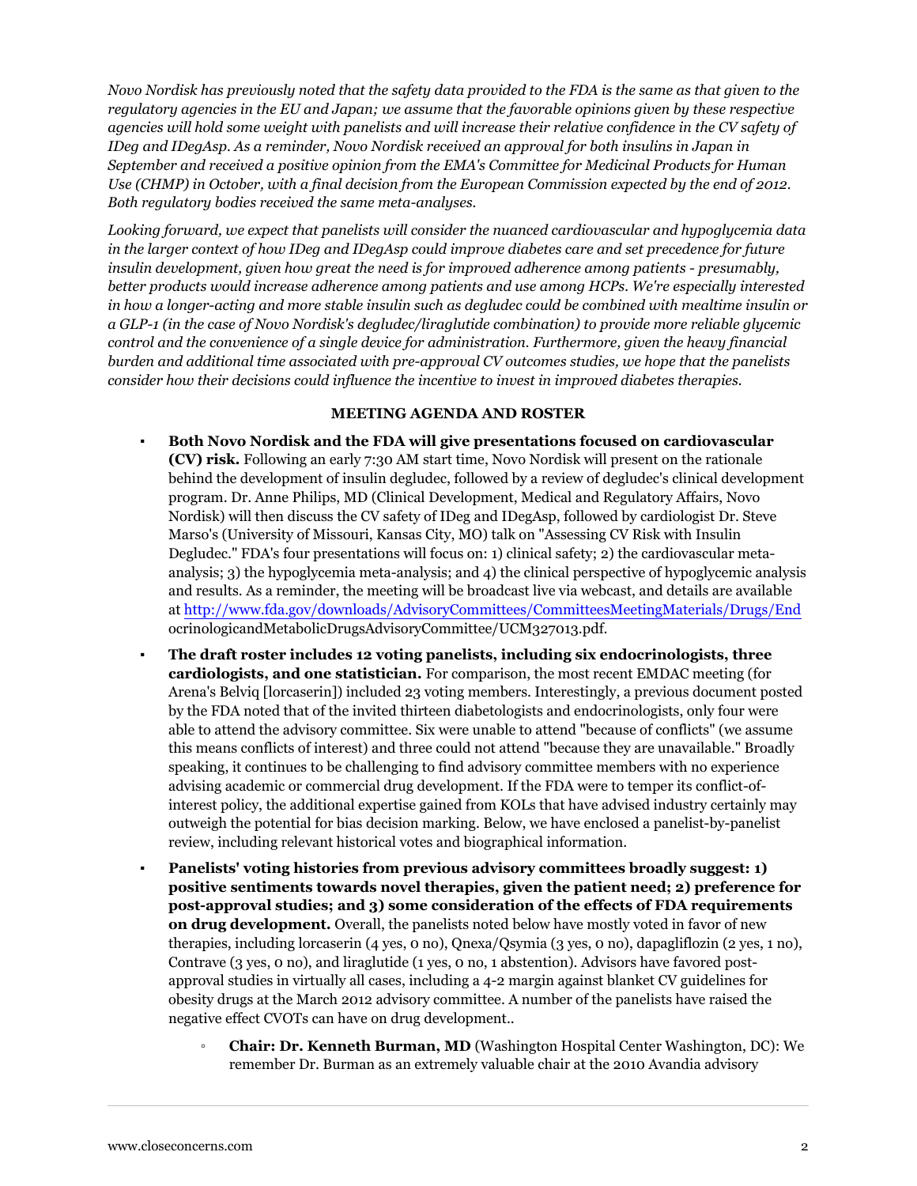*Novo Nordisk has previously noted that the safety data provided to the FDA is the same as that given to the regulatory agencies in the EU and Japan; we assume that the favorable opinions given by these respective agencies will hold some weight with panelists and will increase their relative confidence in the CV safety of IDeg and IDegAsp. As a reminder, Novo Nordisk received an approval for both insulins in Japan in September and received a positive opinion from the EMA's Committee for Medicinal Products for Human Use (CHMP) in October, with a final decision from the European Commission expected by the end of 2012. Both regulatory bodies received the same meta-analyses.*

*Looking forward, we expect that panelists will consider the nuanced cardiovascular and hypoglycemia data in the larger context of how IDeg and IDegAsp could improve diabetes care and set precedence for future insulin development, given how great the need is for improved adherence among patients - presumably, better products would increase adherence among patients and use among HCPs. We're especially interested in how a longer-acting and more stable insulin such as degludec could be combined with mealtime insulin or a GLP-1 (in the case of Novo Nordisk's degludec/liraglutide combination) to provide more reliable glycemic control and the convenience of a single device for administration. Furthermore, given the heavy financial burden and additional time associated with pre-approval CV outcomes studies, we hope that the panelists consider how their decisions could influence the incentive to invest in improved diabetes therapies.*

**MEETING AGENDA AND ROSTER**

- **Both Novo Nordisk and the FDA will give presentations focused on cardiovascular (CV) risk.** Following an early 7:30 AM start time, Novo Nordisk will present on the rationale behind the development of insulin degludec, followed by a review of degludec's clinical development program. Dr. Anne Philips, MD (Clinical Development, Medical and Regulatory Affairs, Novo Nordisk) will then discuss the CV safety of IDeg and IDegAsp, followed by cardiologist Dr. Steve Marso's (University of Missouri, Kansas City, MO) talk on "Assessing CV Risk with Insulin Degludec." FDA's four presentations will focus on: 1) clinical safety; 2) the cardiovascular meta-analysis; 3) the hypoglycemia meta-analysis; and 4) the clinical perspective of hypoglycemic analysis and results. As a reminder, the meeting will be broadcast live via webcast, and details are available at http://www.fda.gov/downloads/AdvisoryCommittees/CommitteesMeetingMaterials/Drugs/EndocrinologicandMetabolicDrugsAdvisoryCommittee/UCM327013.pdf.
- **The draft roster includes 12 voting panelists, including six endocrinologists, three cardiologists, and one statistician.** For comparison, the most recent EMDAC meeting (for Arena's Belviq [lorcaserin]) included 23 voting members. Interestingly, a previous document posted by the FDA noted that of the invited thirteen diabetologists and endocrinologists, only four were able to attend the advisory committee. Six were unable to attend "because of conflicts" (we assume this means conflicts of interest) and three could not attend "because they are unavailable." Broadly speaking, it continues to be challenging to find advisory committee members with no experience advising academic or commercial drug development. If the FDA were to temper its conflict-of-interest policy, the additional expertise gained from KOLs that have advised industry certainly may outweigh the potential for bias decision marking. Below, we have enclosed a panelist-by-panelist review, including relevant historical votes and biographical information.
- **Panelists' voting histories from previous advisory committees broadly suggest: 1) positive sentiments towards novel therapies, given the patient need; 2) preference for post-approval studies; and 3) some consideration of the effects of FDA requirements on drug development.** Overall, the panelists noted below have mostly voted in favor of new therapies, including lorcaserin (4 yes, 0 no), Qnexa/Qsymia (3 yes, 0 no), dapagliflozin (2 yes, 1 no), Contrave (3 yes, 0 no), and liraglutide (1 yes, 0 no, 1 abstention). Advisors have favored post-approval studies in virtually all cases, including a 4-2 margin against blanket CV guidelines for obesity drugs at the March 2012 advisory committee. A number of the panelists have raised the negative effect CVOTs can have on drug development..
    - **Chair: Dr. Kenneth Burman, MD** (Washington Hospital Center Washington, DC): We remember Dr. Burman as an extremely valuable chair at the 2010 Avandia advisory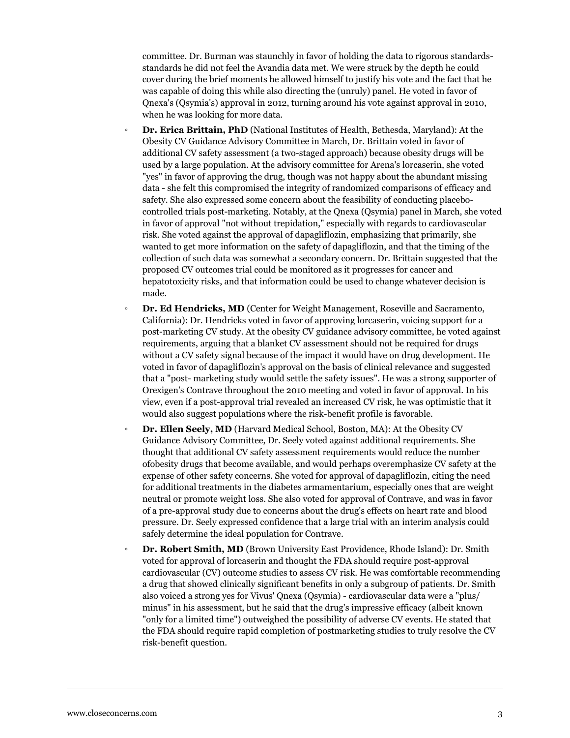committee. Dr. Burman was staunchly in favor of holding the data to rigorous standards-standards he did not feel the Avandia data met. We were struck by the depth he could cover during the brief moments he allowed himself to justify his vote and the fact that he was capable of doing this while also directing the (unruly) panel. He voted in favor of Qnexa's (Qsymia's) approval in 2012, turning around his vote against approval in 2010, when he was looking for more data.

- **Dr. Erica Brittain, PhD** (National Institutes of Health, Bethesda, Maryland): At the Obesity CV Guidance Advisory Committee in March, Dr. Brittain voted in favor of additional CV safety assessment (a two-staged approach) because obesity drugs will be used by a large population. At the advisory committee for Arena's lorcaserin, she voted "yes" in favor of approving the drug, though was not happy about the abundant missing data - she felt this compromised the integrity of randomized comparisons of efficacy and safety. She also expressed some concern about the feasibility of conducting placebo-controlled trials post-marketing. Notably, at the Qnexa (Qsymia) panel in March, she voted in favor of approval "not without trepidation," especially with regards to cardiovascular risk. She voted against the approval of dapagliflozin, emphasizing that primarily, she wanted to get more information on the safety of dapagliflozin, and that the timing of the collection of such data was somewhat a secondary concern. Dr. Brittain suggested that the proposed CV outcomes trial could be monitored as it progresses for cancer and hepatotoxicity risks, and that information could be used to change whatever decision is made.
- **Dr. Ed Hendricks, MD** (Center for Weight Management, Roseville and Sacramento, California): Dr. Hendricks voted in favor of approving lorcaserin, voicing support for a post-marketing CV study. At the obesity CV guidance advisory committee, he voted against requirements, arguing that a blanket CV assessment should not be required for drugs without a CV safety signal because of the impact it would have on drug development. He voted in favor of dapagliflozin's approval on the basis of clinical relevance and suggested that a "post- marketing study would settle the safety issues". He was a strong supporter of Orexigen's Contrave throughout the 2010 meeting and voted in favor of approval. In his view, even if a post-approval trial revealed an increased CV risk, he was optimistic that it would also suggest populations where the risk-benefit profile is favorable.
- **Dr. Ellen Seely, MD** (Harvard Medical School, Boston, MA): At the Obesity CV Guidance Advisory Committee, Dr. Seely voted against additional requirements. She thought that additional CV safety assessment requirements would reduce the number ofobesity drugs that become available, and would perhaps overemphasize CV safety at the expense of other safety concerns. She voted for approval of dapagliflozin, citing the need for additional treatments in the diabetes armamentarium, especially ones that are weight neutral or promote weight loss. She also voted for approval of Contrave, and was in favor of a pre-approval study due to concerns about the drug's effects on heart rate and blood pressure. Dr. Seely expressed confidence that a large trial with an interim analysis could safely determine the ideal population for Contrave.
- **Dr. Robert Smith, MD** (Brown University East Providence, Rhode Island): Dr. Smith voted for approval of lorcaserin and thought the FDA should require post-approval cardiovascular (CV) outcome studies to assess CV risk. He was comfortable recommending a drug that showed clinically significant benefits in only a subgroup of patients. Dr. Smith also voiced a strong yes for Vivus' Qnexa (Qsymia) - cardiovascular data were a "plus/minus" in his assessment, but he said that the drug's impressive efficacy (albeit known "only for a limited time") outweighed the possibility of adverse CV events. He stated that the FDA should require rapid completion of postmarketing studies to truly resolve the CV risk-benefit question.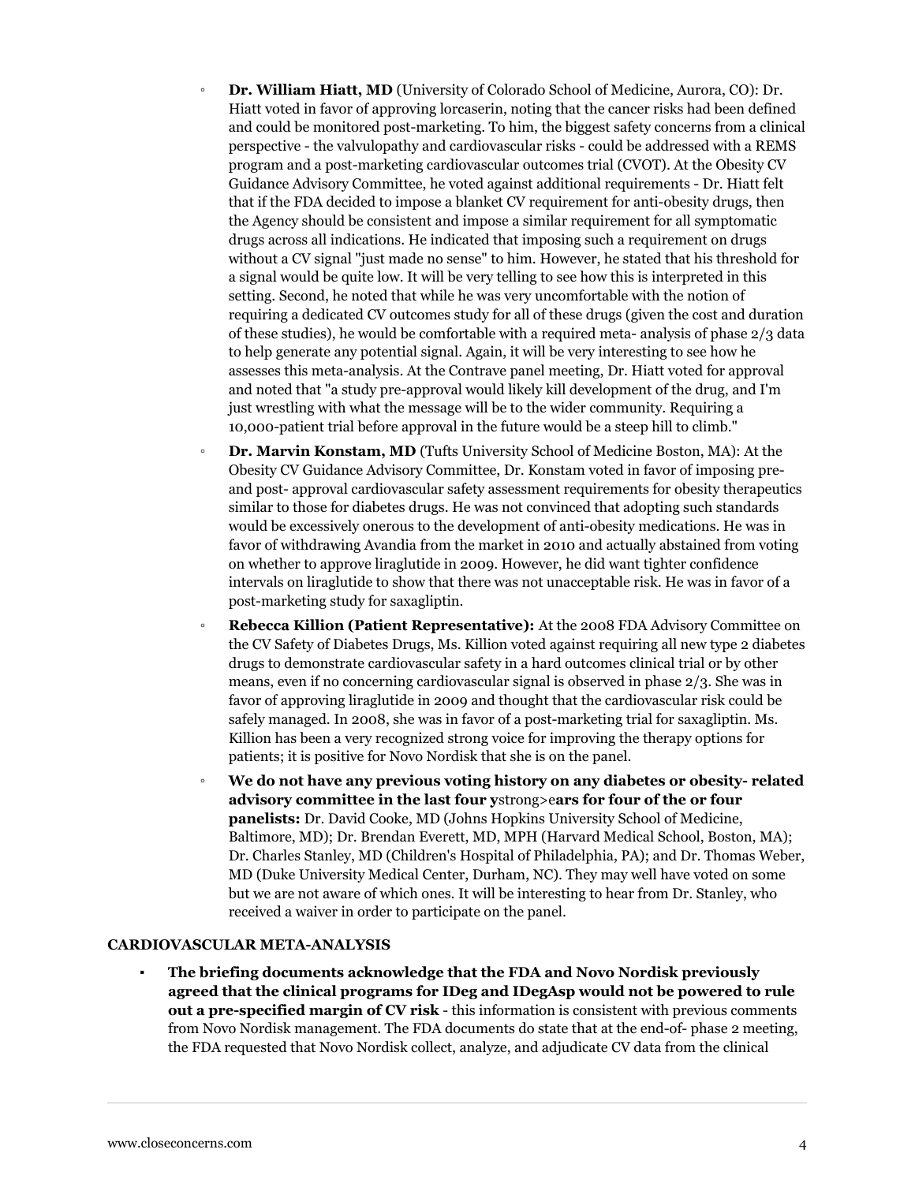- **Dr. William Hiatt, MD** (University of Colorado School of Medicine, Aurora, CO): Dr. Hiatt voted in favor of approving lorcaserin, noting that the cancer risks had been defined and could be monitored post-marketing. To him, the biggest safety concerns from a clinical perspective - the valvulopathy and cardiovascular risks - could be addressed with a REMS program and a post-marketing cardiovascular outcomes trial (CVOT). At the Obesity CV Guidance Advisory Committee, he voted against additional requirements - Dr. Hiatt felt that if the FDA decided to impose a blanket CV requirement for anti-obesity drugs, then the Agency should be consistent and impose a similar requirement for all symptomatic drugs across all indications. He indicated that imposing such a requirement on drugs without a CV signal "just made no sense" to him. However, he stated that his threshold for a signal would be quite low. It will be very telling to see how this is interpreted in this setting. Second, he noted that while he was very uncomfortable with the notion of requiring a dedicated CV outcomes study for all of these drugs (given the cost and duration of these studies), he would be comfortable with a required meta- analysis of phase 2/3 data to help generate any potential signal. Again, it will be very interesting to see how he assesses this meta-analysis. At the Contrave panel meeting, Dr. Hiatt voted for approval and noted that "a study pre-approval would likely kill development of the drug, and I'm just wrestling with what the message will be to the wider community. Requiring a 10,000-patient trial before approval in the future would be a steep hill to climb."
- **Dr. Marvin Konstam, MD** (Tufts University School of Medicine Boston, MA): At the Obesity CV Guidance Advisory Committee, Dr. Konstam voted in favor of imposing pre- and post- approval cardiovascular safety assessment requirements for obesity therapeutics similar to those for diabetes drugs. He was not convinced that adopting such standards would be excessively onerous to the development of anti-obesity medications. He was in favor of withdrawing Avandia from the market in 2010 and actually abstained from voting on whether to approve liraglutide in 2009. However, he did want tighter confidence intervals on liraglutide to show that there was not unacceptable risk. He was in favor of a post-marketing study for saxagliptin.
- **Rebecca Killion (Patient Representative):** At the 2008 FDA Advisory Committee on the CV Safety of Diabetes Drugs, Ms. Killion voted against requiring all new type 2 diabetes drugs to demonstrate cardiovascular safety in a hard outcomes clinical trial or by other means, even if no concerning cardiovascular signal is observed in phase 2/3. She was in favor of approving liraglutide in 2009 and thought that the cardiovascular risk could be safely managed. In 2008, she was in favor of a post-marketing trial for saxagliptin. Ms. Killion has been a very recognized strong voice for improving the therapy options for patients; it is positive for Novo Nordisk that she is on the panel.
- **We do not have any previous voting history on any diabetes or obesity- related advisory committee in the last four y**strong>e**ars for four of the or four panelists:** Dr. David Cooke, MD (Johns Hopkins University School of Medicine, Baltimore, MD); Dr. Brendan Everett, MD, MPH (Harvard Medical School, Boston, MA); Dr. Charles Stanley, MD (Children's Hospital of Philadelphia, PA); and Dr. Thomas Weber, MD (Duke University Medical Center, Durham, NC). They may well have voted on some but we are not aware of which ones. It will be interesting to hear from Dr. Stanley, who received a waiver in order to participate on the panel.

**CARDIOVASCULAR META-ANALYSIS**

- **The briefing documents acknowledge that the FDA and Novo Nordisk previously agreed that the clinical programs for IDeg and IDegAsp would not be powered to rule out a pre-specified margin of CV risk** - this information is consistent with previous comments from Novo Nordisk management. The FDA documents do state that at the end-of- phase 2 meeting, the FDA requested that Novo Nordisk collect, analyze, and adjudicate CV data from the clinical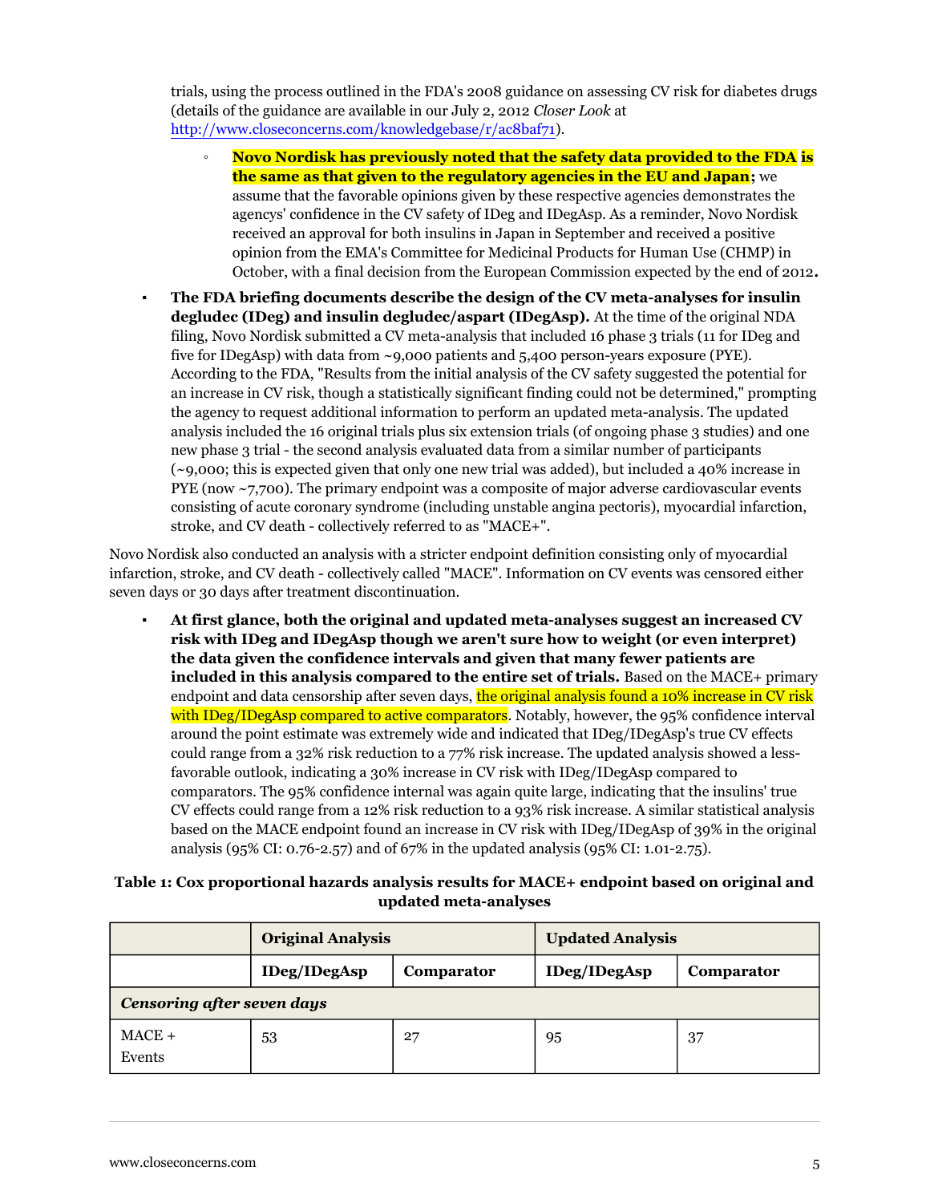trials, using the process outlined in the FDA's 2008 guidance on assessing CV risk for diabetes drugs (details of the guidance are available in our July 2, 2012 *Closer Look* at http://www.closeconcerns.com/knowledgebase/r/ac8baf71).

  - **Novo Nordisk has previously noted that the safety data provided to the FDA is the same as that given to the regulatory agencies in the EU and Japan;** we assume that the favorable opinions given by these respective agencies demonstrates the agencys' confidence in the CV safety of IDeg and IDegAsp. As a reminder, Novo Nordisk received an approval for both insulins in Japan in September and received a positive opinion from the EMA's Committee for Medicinal Products for Human Use (CHMP) in October, with a final decision from the European Commission expected by the end of 2012**.**

- **The FDA briefing documents describe the design of the CV meta-analyses for insulin degludec (IDeg) and insulin degludec/aspart (IDegAsp).** At the time of the original NDA filing, Novo Nordisk submitted a CV meta-analysis that included 16 phase 3 trials (11 for IDeg and five for IDegAsp) with data from ~9,000 patients and 5,400 person-years exposure (PYE). According to the FDA, "Results from the initial analysis of the CV safety suggested the potential for an increase in CV risk, though a statistically significant finding could not be determined," prompting the agency to request additional information to perform an updated meta-analysis. The updated analysis included the 16 original trials plus six extension trials (of ongoing phase 3 studies) and one new phase 3 trial - the second analysis evaluated data from a similar number of participants (~9,000; this is expected given that only one new trial was added), but included a 40% increase in PYE (now ~7,700). The primary endpoint was a composite of major adverse cardiovascular events consisting of acute coronary syndrome (including unstable angina pectoris), myocardial infarction, stroke, and CV death - collectively referred to as "MACE+".

Novo Nordisk also conducted an analysis with a stricter endpoint definition consisting only of myocardial infarction, stroke, and CV death - collectively called "MACE". Information on CV events was censored either seven days or 30 days after treatment discontinuation.

- **At first glance, both the original and updated meta-analyses suggest an increased CV risk with IDeg and IDegAsp though we aren't sure how to weight (or even interpret) the data given the confidence intervals and given that many fewer patients are included in this analysis compared to the entire set of trials.** Based on the MACE+ primary endpoint and data censorship after seven days, the original analysis found a 10% increase in CV risk with IDeg/IDegAsp compared to active comparators. Notably, however, the 95% confidence interval around the point estimate was extremely wide and indicated that IDeg/IDegAsp's true CV effects could range from a 32% risk reduction to a 77% risk increase. The updated analysis showed a less-favorable outlook, indicating a 30% increase in CV risk with IDeg/IDegAsp compared to comparators. The 95% confidence internal was again quite large, indicating that the insulins' true CV effects could range from a 12% risk reduction to a 93% risk increase. A similar statistical analysis based on the MACE endpoint found an increase in CV risk with IDeg/IDegAsp of 39% in the original analysis (95% CI: 0.76-2.57) and of 67% in the updated analysis (95% CI: 1.01-2.75).

**Table 1: Cox proportional hazards analysis results for MACE+ endpoint based on original and updated meta-analyses**

| | **Original Analysis** | | **Updated Analysis** | |
|---|---|---|---|---|
| | **IDeg/IDegAsp** | **Comparator** | **IDeg/IDegAsp** | **Comparator** |
| ***Censoring after seven days*** | | | | |
| MACE + Events | 53 | 27 | 95 | 37 |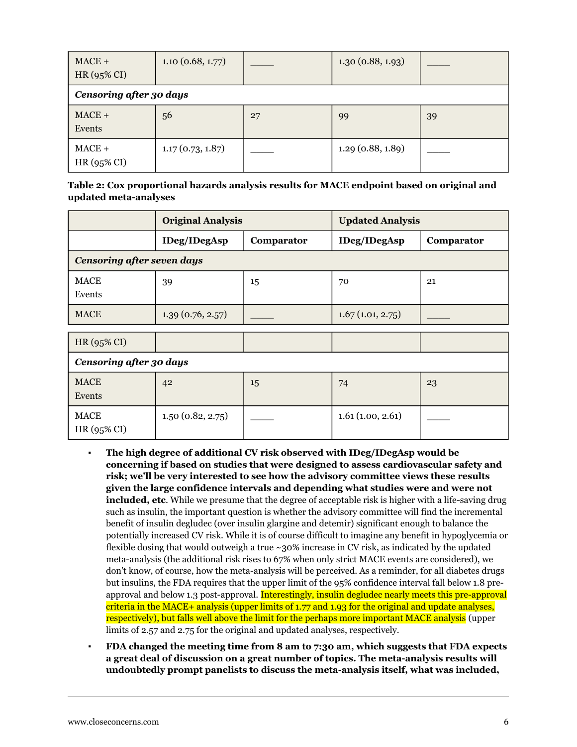| | | | | |
|---|---|---|---|---|
| MACE + HR (95% CI) | 1.10 (0.68, 1.77) | _____ | 1.30 (0.88, 1.93) | _____ |
| ***Censoring after 30 days*** | | | | |
| MACE + Events | 56 | 27 | 99 | 39 |
| MACE + HR (95% CI) | 1.17 (0.73, 1.87) | _____ | 1.29 (0.88, 1.89) | _____ |

**Table 2: Cox proportional hazards analysis results for MACE endpoint based on original and updated meta-analyses**

| | **Original Analysis** | | **Updated Analysis** | |
|---|---|---|---|---|
| | **IDeg/IDegAsp** | **Comparator** | **IDeg/IDegAsp** | **Comparator** |
| ***Censoring after seven days*** | | | | |
| MACE Events | 39 | 15 | 70 | 21 |
| MACE HR (95% CI) | 1.39 (0.76, 2.57) | _____ | 1.67 (1.01, 2.75) | _____ |
| ***Censoring after 30 days*** | | | | |
| MACE Events | 42 | 15 | 74 | 23 |
| MACE HR (95% CI) | 1.50 (0.82, 2.75) | _____ | 1.61 (1.00, 2.61) | _____ |

- **The high degree of additional CV risk observed with IDeg/IDegAsp would be concerning if based on studies that were designed to assess cardiovascular safety and risk; we'll be very interested to see how the advisory committee views these results given the large confidence intervals and depending what studies were and were not included, etc**. While we presume that the degree of acceptable risk is higher with a life-saving drug such as insulin, the important question is whether the advisory committee will find the incremental benefit of insulin degludec (over insulin glargine and detemir) significant enough to balance the potentially increased CV risk. While it is of course difficult to imagine any benefit in hypoglycemia or flexible dosing that would outweigh a true ~30% increase in CV risk, as indicated by the updated meta-analysis (the additional risk rises to 67% when only strict MACE events are considered), we don't know, of course, how the meta-analysis will be perceived. As a reminder, for all diabetes drugs but insulins, the FDA requires that the upper limit of the 95% confidence interval fall below 1.8 pre-approval and below 1.3 post-approval. Interestingly, insulin degludec nearly meets this pre-approval criteria in the MACE+ analysis (upper limits of 1.77 and 1.93 for the original and update analyses, respectively), but falls well above the limit for the perhaps more important MACE analysis (upper limits of 2.57 and 2.75 for the original and updated analyses, respectively).
- **FDA changed the meeting time from 8 am to 7:30 am, which suggests that FDA expects a great deal of discussion on a great number of topics. The meta-analysis results will undoubtedly prompt panelists to discuss the meta-analysis itself, what was included,**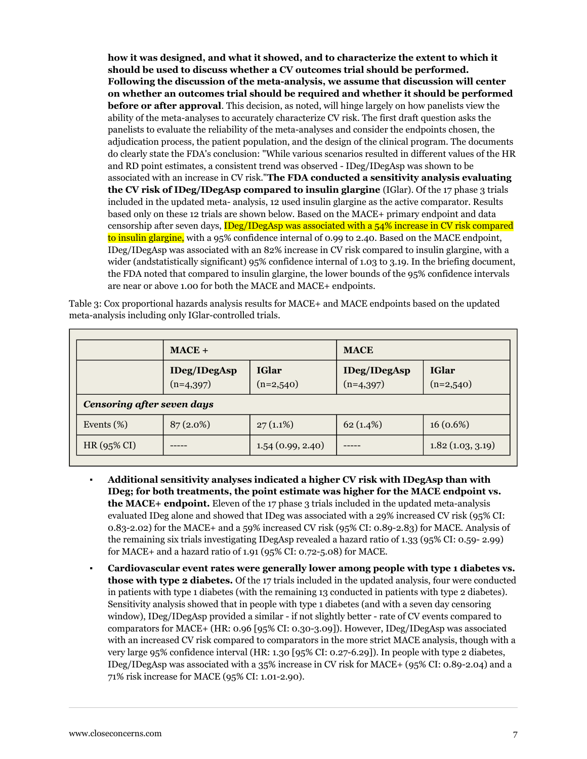**how it was designed, and what it showed, and to characterize the extent to which it should be used to discuss whether a CV outcomes trial should be performed. Following the discussion of the meta-analysis, we assume that discussion will center on whether an outcomes trial should be required and whether it should be performed before or after approval**. This decision, as noted, will hinge largely on how panelists view the ability of the meta-analyses to accurately characterize CV risk. The first draft question asks the panelists to evaluate the reliability of the meta-analyses and consider the endpoints chosen, the adjudication process, the patient population, and the design of the clinical program. The documents do clearly state the FDA's conclusion: "While various scenarios resulted in different values of the HR and RD point estimates, a consistent trend was observed - IDeg/IDegAsp was shown to be associated with an increase in CV risk."**The FDA conducted a sensitivity analysis evaluating the CV risk of IDeg/IDegAsp compared to insulin glargine** (IGlar). Of the 17 phase 3 trials included in the updated meta- analysis, 12 used insulin glargine as the active comparator. Results based only on these 12 trials are shown below. Based on the MACE+ primary endpoint and data censorship after seven days, IDeg/IDegAsp was associated with a 54% increase in CV risk compared to insulin glargine, with a 95% confidence internal of 0.99 to 2.40. Based on the MACE endpoint, IDeg/IDegAsp was associated with an 82% increase in CV risk compared to insulin glargine, with a wider (andstatistically significant) 95% confidence internal of 1.03 to 3.19. In the briefing document, the FDA noted that compared to insulin glargine, the lower bounds of the 95% confidence intervals are near or above 1.00 for both the MACE and MACE+ endpoints.

Table 3: Cox proportional hazards analysis results for MACE+ and MACE endpoints based on the updated meta-analysis including only IGlar-controlled trials.

| | **MACE +** | | **MACE** | |
|---|---|---|---|---|
| | **IDeg/IDegAsp** (n=4,397) | **IGlar** (n=2,540) | **IDeg/IDegAsp** (n=4,397) | **IGlar** (n=2,540) |
| ***Censoring after seven days*** | | | | |
| Events (%) | 87 (2.0%) | 27 (1.1%) | 62 (1.4%) | 16 (0.6%) |
| HR (95% CI) | ----- | 1.54 (0.99, 2.40) | ----- | 1.82 (1.03, 3.19) |

- **Additional sensitivity analyses indicated a higher CV risk with IDegAsp than with IDeg; for both treatments, the point estimate was higher for the MACE endpoint vs. the MACE+ endpoint.** Eleven of the 17 phase 3 trials included in the updated meta-analysis evaluated IDeg alone and showed that IDeg was associated with a 29% increased CV risk (95% CI: 0.83-2.02) for the MACE+ and a 59% increased CV risk (95% CI: 0.89-2.83) for MACE. Analysis of the remaining six trials investigating IDegAsp revealed a hazard ratio of 1.33 (95% CI: 0.59- 2.99) for MACE+ and a hazard ratio of 1.91 (95% CI: 0.72-5.08) for MACE.
- **Cardiovascular event rates were generally lower among people with type 1 diabetes vs. those with type 2 diabetes.** Of the 17 trials included in the updated analysis, four were conducted in patients with type 1 diabetes (with the remaining 13 conducted in patients with type 2 diabetes). Sensitivity analysis showed that in people with type 1 diabetes (and with a seven day censoring window), IDeg/IDegAsp provided a similar - if not slightly better - rate of CV events compared to comparators for MACE+ (HR: 0.96 [95% CI: 0.30-3.09]). However, IDeg/IDegAsp was associated with an increased CV risk compared to comparators in the more strict MACE analysis, though with a very large 95% confidence interval (HR: 1.30 [95% CI: 0.27-6.29]). In people with type 2 diabetes, IDeg/IDegAsp was associated with a 35% increase in CV risk for MACE+ (95% CI: 0.89-2.04) and a 71% risk increase for MACE (95% CI: 1.01-2.90).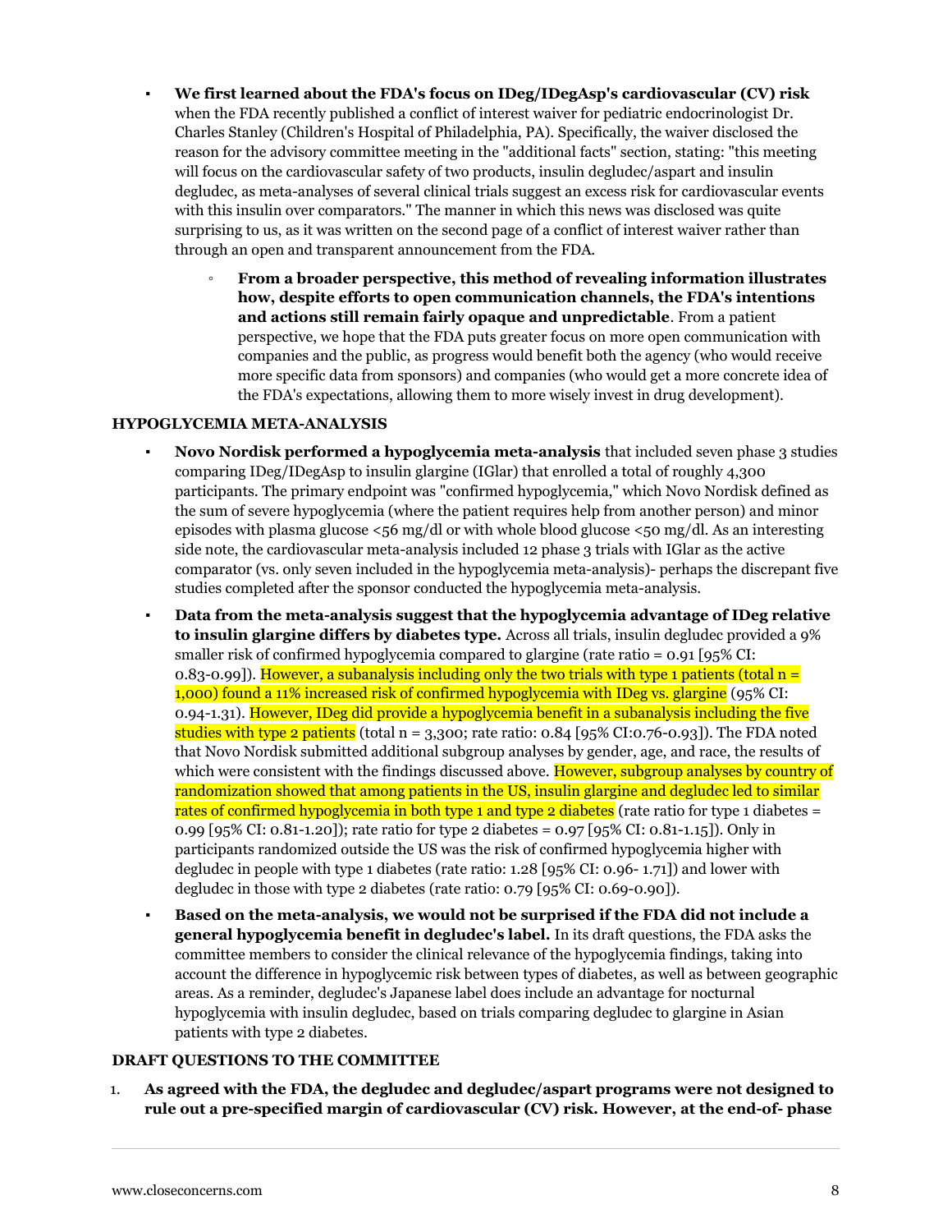- **We first learned about the FDA's focus on IDeg/IDegAsp's cardiovascular (CV) risk** when the FDA recently published a conflict of interest waiver for pediatric endocrinologist Dr. Charles Stanley (Children's Hospital of Philadelphia, PA). Specifically, the waiver disclosed the reason for the advisory committee meeting in the "additional facts" section, stating: "this meeting will focus on the cardiovascular safety of two products, insulin degludec/aspart and insulin degludec, as meta-analyses of several clinical trials suggest an excess risk for cardiovascular events with this insulin over comparators." The manner in which this news was disclosed was quite surprising to us, as it was written on the second page of a conflict of interest waiver rather than through an open and transparent announcement from the FDA.
    - **From a broader perspective, this method of revealing information illustrates how, despite efforts to open communication channels, the FDA's intentions and actions still remain fairly opaque and unpredictable**. From a patient perspective, we hope that the FDA puts greater focus on more open communication with companies and the public, as progress would benefit both the agency (who would receive more specific data from sponsors) and companies (who would get a more concrete idea of the FDA's expectations, allowing them to more wisely invest in drug development).

**HYPOGLYCEMIA META-ANALYSIS**

- **Novo Nordisk performed a hypoglycemia meta-analysis** that included seven phase 3 studies comparing IDeg/IDegAsp to insulin glargine (IGlar) that enrolled a total of roughly 4,300 participants. The primary endpoint was "confirmed hypoglycemia," which Novo Nordisk defined as the sum of severe hypoglycemia (where the patient requires help from another person) and minor episodes with plasma glucose <56 mg/dl or with whole blood glucose <50 mg/dl. As an interesting side note, the cardiovascular meta-analysis included 12 phase 3 trials with IGlar as the active comparator (vs. only seven included in the hypoglycemia meta-analysis)- perhaps the discrepant five studies completed after the sponsor conducted the hypoglycemia meta-analysis.
- **Data from the meta-analysis suggest that the hypoglycemia advantage of IDeg relative to insulin glargine differs by diabetes type.** Across all trials, insulin degludec provided a 9% smaller risk of confirmed hypoglycemia compared to glargine (rate ratio = 0.91 [95% CI: 0.83-0.99]). However, a subanalysis including only the two trials with type 1 patients (total n = 1,000) found a 11% increased risk of confirmed hypoglycemia with IDeg vs. glargine (95% CI: 0.94-1.31). However, IDeg did provide a hypoglycemia benefit in a subanalysis including the five studies with type 2 patients (total n = 3,300; rate ratio: 0.84 [95% CI:0.76-0.93]). The FDA noted that Novo Nordisk submitted additional subgroup analyses by gender, age, and race, the results of which were consistent with the findings discussed above. However, subgroup analyses by country of randomization showed that among patients in the US, insulin glargine and degludec led to similar rates of confirmed hypoglycemia in both type 1 and type 2 diabetes (rate ratio for type 1 diabetes = 0.99 [95% CI: 0.81-1.20]); rate ratio for type 2 diabetes = 0.97 [95% CI: 0.81-1.15]). Only in participants randomized outside the US was the risk of confirmed hypoglycemia higher with degludec in people with type 1 diabetes (rate ratio: 1.28 [95% CI: 0.96- 1.71]) and lower with degludec in those with type 2 diabetes (rate ratio: 0.79 [95% CI: 0.69-0.90]).
- **Based on the meta-analysis, we would not be surprised if the FDA did not include a general hypoglycemia benefit in degludec's label.** In its draft questions, the FDA asks the committee members to consider the clinical relevance of the hypoglycemia findings, taking into account the difference in hypoglycemic risk between types of diabetes, as well as between geographic areas. As a reminder, degludec's Japanese label does include an advantage for nocturnal hypoglycemia with insulin degludec, based on trials comparing degludec to glargine in Asian patients with type 2 diabetes.

**DRAFT QUESTIONS TO THE COMMITTEE**

1. **As agreed with the FDA, the degludec and degludec/aspart programs were not designed to rule out a pre-specified margin of cardiovascular (CV) risk. However, at the end-of- phase**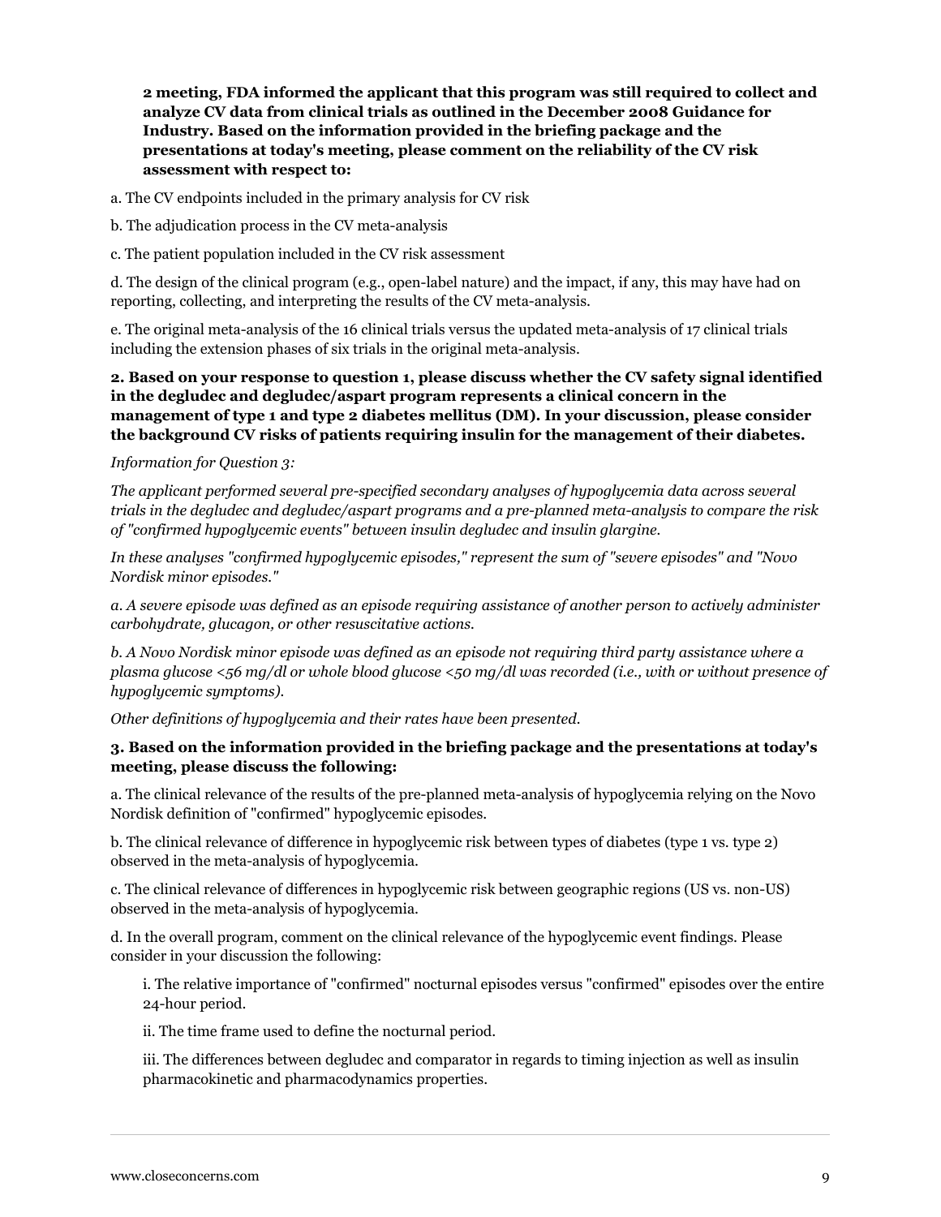**2 meeting, FDA informed the applicant that this program was still required to collect and analyze CV data from clinical trials as outlined in the December 2008 Guidance for Industry. Based on the information provided in the briefing package and the presentations at today's meeting, please comment on the reliability of the CV risk assessment with respect to:**

a. The CV endpoints included in the primary analysis for CV risk

b. The adjudication process in the CV meta-analysis

c. The patient population included in the CV risk assessment

d. The design of the clinical program (e.g., open-label nature) and the impact, if any, this may have had on reporting, collecting, and interpreting the results of the CV meta-analysis.

e. The original meta-analysis of the 16 clinical trials versus the updated meta-analysis of 17 clinical trials including the extension phases of six trials in the original meta-analysis.

**2. Based on your response to question 1, please discuss whether the CV safety signal identified in the degludec and degludec/aspart program represents a clinical concern in the management of type 1 and type 2 diabetes mellitus (DM). In your discussion, please consider the background CV risks of patients requiring insulin for the management of their diabetes.**

*Information for Question 3:*

*The applicant performed several pre-specified secondary analyses of hypoglycemia data across several trials in the degludec and degludec/aspart programs and a pre-planned meta-analysis to compare the risk of "confirmed hypoglycemic events" between insulin degludec and insulin glargine.*

*In these analyses "confirmed hypoglycemic episodes," represent the sum of "severe episodes" and "Novo Nordisk minor episodes."*

*a. A severe episode was defined as an episode requiring assistance of another person to actively administer carbohydrate, glucagon, or other resuscitative actions.*

*b. A Novo Nordisk minor episode was defined as an episode not requiring third party assistance where a plasma glucose <56 mg/dl or whole blood glucose <50 mg/dl was recorded (i.e., with or without presence of hypoglycemic symptoms).*

*Other definitions of hypoglycemia and their rates have been presented.*

**3. Based on the information provided in the briefing package and the presentations at today's meeting, please discuss the following:**

a. The clinical relevance of the results of the pre-planned meta-analysis of hypoglycemia relying on the Novo Nordisk definition of "confirmed" hypoglycemic episodes.

b. The clinical relevance of difference in hypoglycemic risk between types of diabetes (type 1 vs. type 2) observed in the meta-analysis of hypoglycemia.

c. The clinical relevance of differences in hypoglycemic risk between geographic regions (US vs. non-US) observed in the meta-analysis of hypoglycemia.

d. In the overall program, comment on the clinical relevance of the hypoglycemic event findings. Please consider in your discussion the following:

i. The relative importance of "confirmed" nocturnal episodes versus "confirmed" episodes over the entire 24-hour period.

ii. The time frame used to define the nocturnal period.

iii. The differences between degludec and comparator in regards to timing injection as well as insulin pharmacokinetic and pharmacodynamics properties.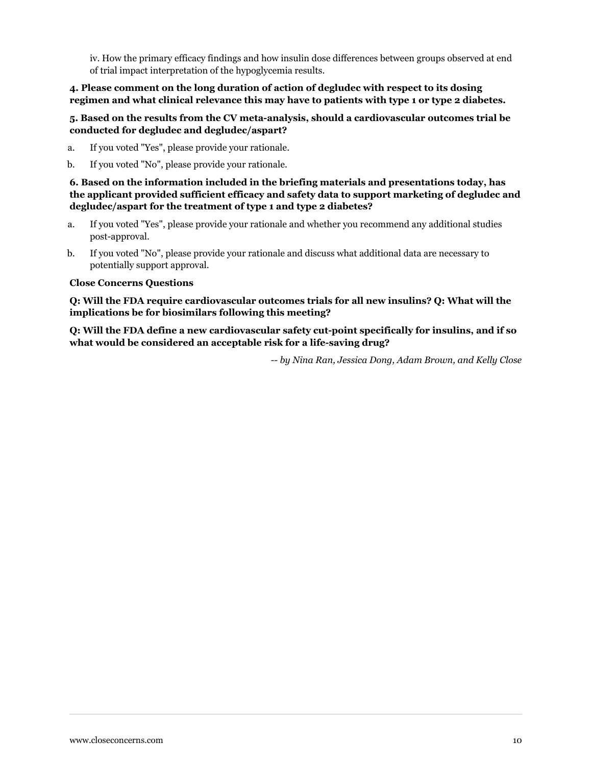iv. How the primary efficacy findings and how insulin dose differences between groups observed at end of trial impact interpretation of the hypoglycemia results.

**4. Please comment on the long duration of action of degludec with respect to its dosing regimen and what clinical relevance this may have to patients with type 1 or type 2 diabetes.**

**5. Based on the results from the CV meta-analysis, should a cardiovascular outcomes trial be conducted for degludec and degludec/aspart?**

a. If you voted "Yes", please provide your rationale.

b. If you voted "No", please provide your rationale.

**6. Based on the information included in the briefing materials and presentations today, has the applicant provided sufficient efficacy and safety data to support marketing of degludec and degludec/aspart for the treatment of type 1 and type 2 diabetes?**

a. If you voted "Yes", please provide your rationale and whether you recommend any additional studies post-approval.

b. If you voted "No", please provide your rationale and discuss what additional data are necessary to potentially support approval.

**Close Concerns Questions**

**Q: Will the FDA require cardiovascular outcomes trials for all new insulins? Q: What will the implications be for biosimilars following this meeting?**

**Q: Will the FDA define a new cardiovascular safety cut-point specifically for insulins, and if so what would be considered an acceptable risk for a life-saving drug?**

*-- by Nina Ran, Jessica Dong, Adam Brown, and Kelly Close*